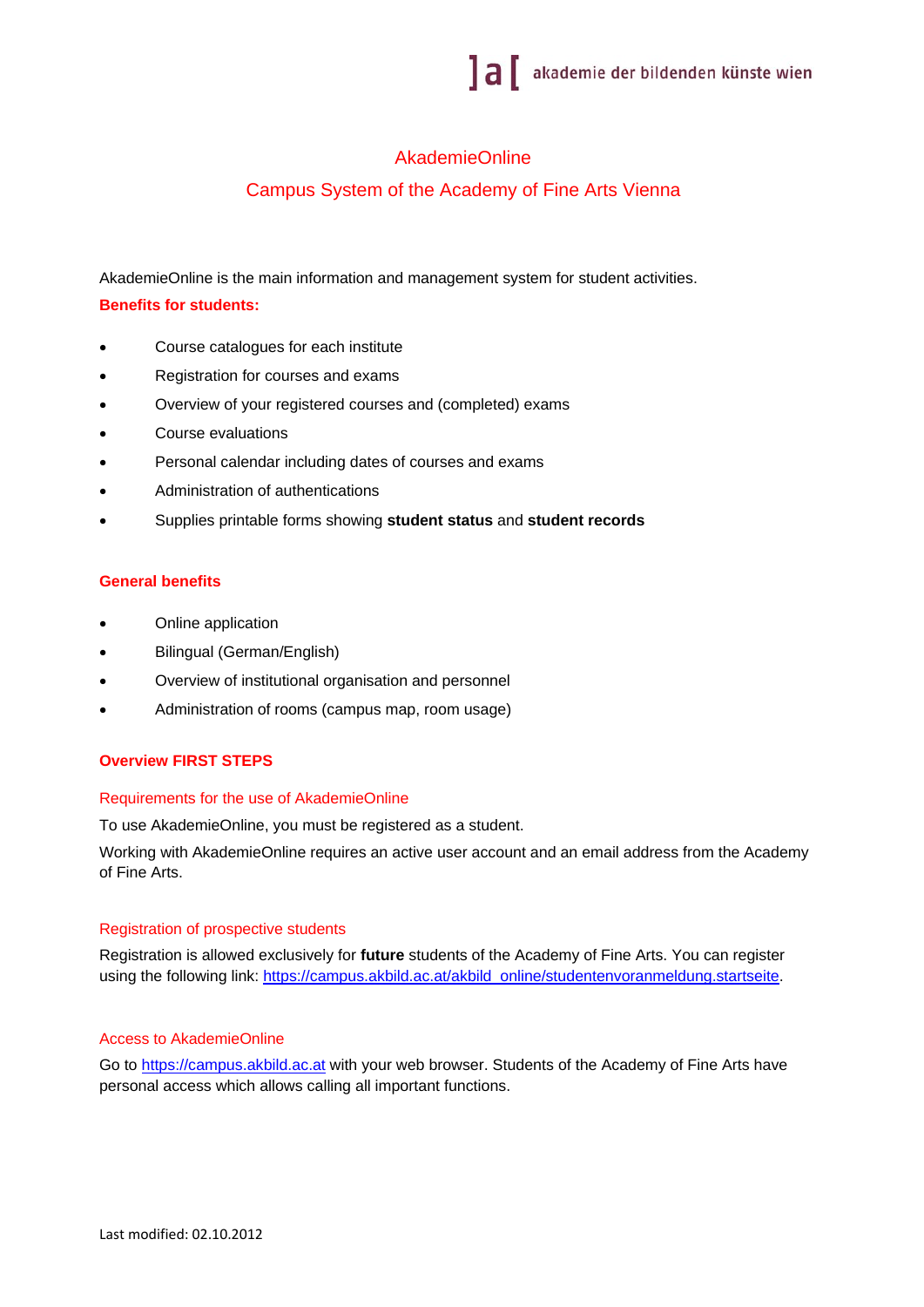# AkademieOnline

## Campus System of the Academy of Fine Arts Vienna

AkademieOnline is the main information and management system for student activities.

**Benefits for students:**

- Course catalogues for each institute
- Registration for courses and exams
- Overview of your registered courses and (completed) exams
- Course evaluations
- Personal calendar including dates of courses and exams
- Administration of authentications
- Supplies printable forms showing **student status** and **student records**

**General benefits**

- Online application
- Bilingual (German/English)
- Overview of institutional organisation and personnel
- Administration of rooms (campus map, room usage)

## Overview FIRST STEPS

### Requirements for the use of AkademieOnline

To use AkademieOnline, you must be registered as a student.

Working with AkademieOnline requires an active user account and an email address from the Academy of Fine Arts.

### Registration of prospective students

Registration is allowed exclusively for **future** students of the Academy of Fine Arts. You can register using the following link: https://campus.akbild.ac.at/akbild_online/studentenvoranmeldung.startseite.

### Access to AkademieOnline

Go to https://campus.akbild.ac.at with your web browser. Students of the Academy of Fine Arts have personal access which allows calling all important functions.

Last modified: 02.10.2012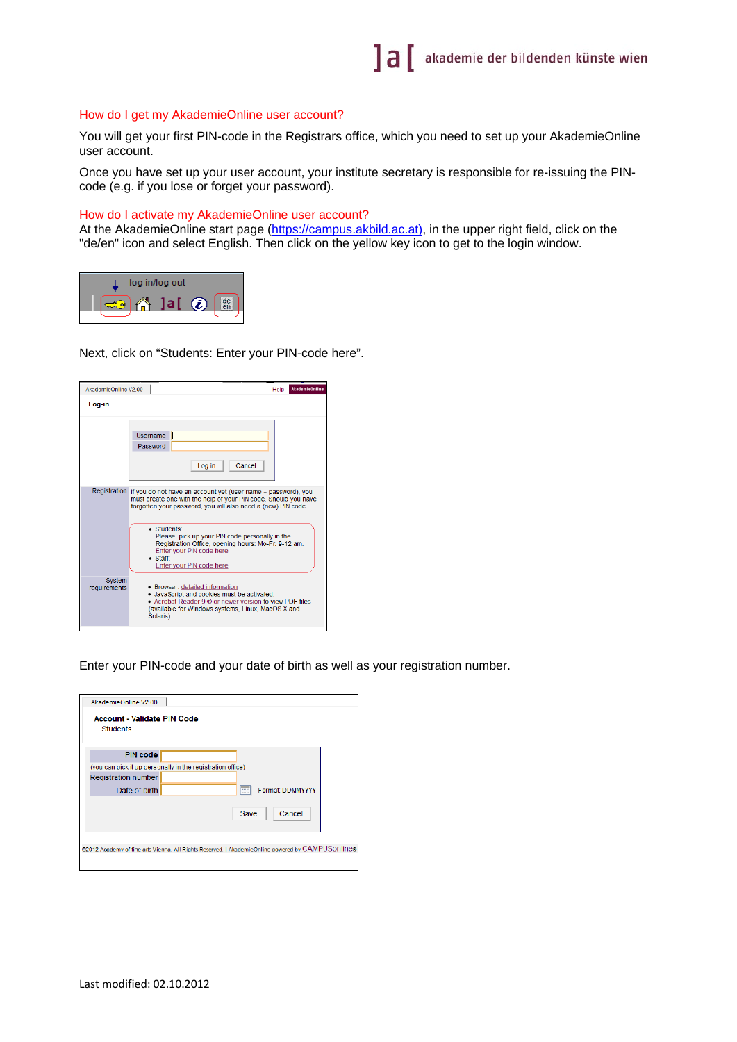## How do I get my AkademieOnline user account?

You will get your first PIN-code in the Registrars office, which you need to set up your AkademieOnline user account.

Once you have set up your user account, your institute secretary is responsible for re-issuing the PIN-code (e.g. if you lose or forget your password).

## How do I activate my AkademieOnline user account?

At the AkademieOnline start page (https://campus.akbild.ac.at), in the upper right field, click on the "de/en" icon and select English. Then click on the yellow key icon to get to the login window.

Next, click on "Students: Enter your PIN-code here".

Enter your PIN-code and your date of birth as well as your registration number.

Last modified: 02.10.2012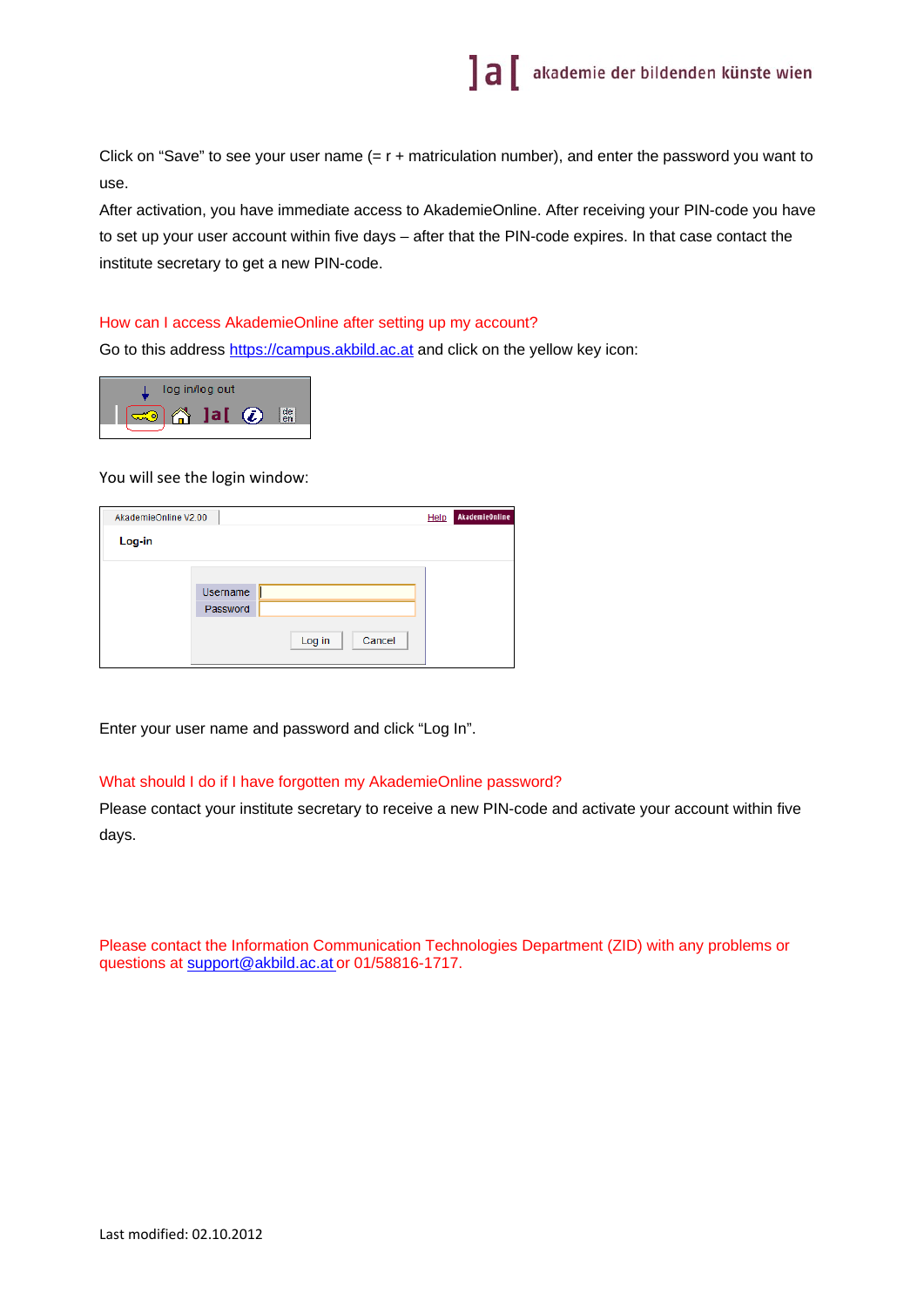Click on “Save” to see your user name (= r + matriculation number), and enter the password you want to use.

After activation, you have immediate access to AkademieOnline. After receiving your PIN-code you have to set up your user account within five days – after that the PIN-code expires. In that case contact the institute secretary to get a new PIN-code.

## How can I access AkademieOnline after setting up my account?

Go to this address https://campus.akbild.ac.at and click on the yellow key icon:

You will see the login window:

Enter your user name and password and click “Log In”.

## What should I do if I have forgotten my AkademieOnline password?

Please contact your institute secretary to receive a new PIN-code and activate your account within five days.

Please contact the Information Communication Technologies Department (ZID) with any problems or questions at support@akbild.ac.at or 01/58816-1717.

Last modified: 02.10.2012